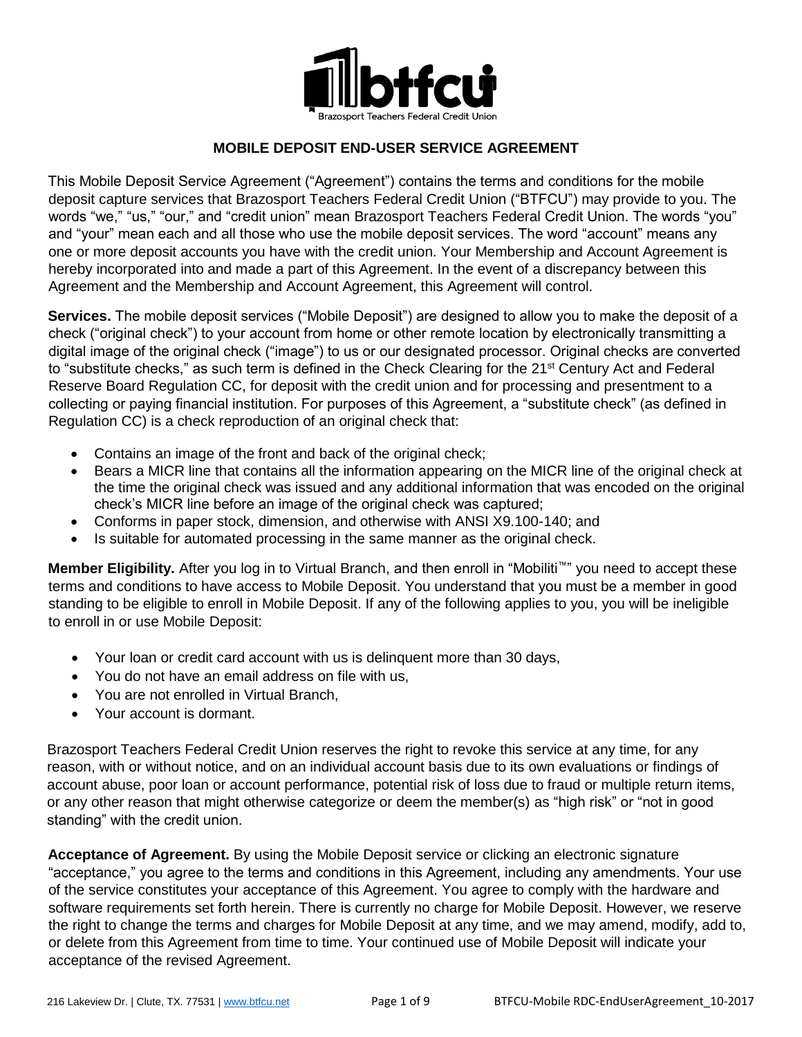# MOBILE DEPOSIT END-USER SERVICE AGREEMENT

This Mobile Deposit Service Agreement ("Agreement") contains the terms and conditions for the mobile deposit capture services that Brazosport Teachers Federal Credit Union ("BTFCU") may provide to you. The words "we," "us," "our," and "credit union" mean Brazosport Teachers Federal Credit Union. The words "you" and "your" mean each and all those who use the mobile deposit services. The word "account" means any one or more deposit accounts you have with the credit union. Your Membership and Account Agreement is hereby incorporated into and made a part of this Agreement. In the event of a discrepancy between this Agreement and the Membership and Account Agreement, this Agreement will control.

**Services.** The mobile deposit services ("Mobile Deposit") are designed to allow you to make the deposit of a check ("original check") to your account from home or other remote location by electronically transmitting a digital image of the original check ("image") to us or our designated processor. Original checks are converted to "substitute checks," as such term is defined in the Check Clearing for the 21st Century Act and Federal Reserve Board Regulation CC, for deposit with the credit union and for processing and presentment to a collecting or paying financial institution. For purposes of this Agreement, a "substitute check" (as defined in Regulation CC) is a check reproduction of an original check that:

- Contains an image of the front and back of the original check;
- Bears a MICR line that contains all the information appearing on the MICR line of the original check at the time the original check was issued and any additional information that was encoded on the original check's MICR line before an image of the original check was captured;
- Conforms in paper stock, dimension, and otherwise with ANSI X9.100-140; and
- Is suitable for automated processing in the same manner as the original check.

**Member Eligibility.** After you log in to Virtual Branch, and then enroll in "Mobiliti™" you need to accept these terms and conditions to have access to Mobile Deposit. You understand that you must be a member in good standing to be eligible to enroll in Mobile Deposit. If any of the following applies to you, you will be ineligible to enroll in or use Mobile Deposit:

- Your loan or credit card account with us is delinquent more than 30 days,
- You do not have an email address on file with us,
- You are not enrolled in Virtual Branch,
- Your account is dormant.

Brazosport Teachers Federal Credit Union reserves the right to revoke this service at any time, for any reason, with or without notice, and on an individual account basis due to its own evaluations or findings of account abuse, poor loan or account performance, potential risk of loss due to fraud or multiple return items, or any other reason that might otherwise categorize or deem the member(s) as "high risk" or "not in good standing" with the credit union.

**Acceptance of Agreement.** By using the Mobile Deposit service or clicking an electronic signature "acceptance," you agree to the terms and conditions in this Agreement, including any amendments. Your use of the service constitutes your acceptance of this Agreement. You agree to comply with the hardware and software requirements set forth herein. There is currently no charge for Mobile Deposit. However, we reserve the right to change the terms and charges for Mobile Deposit at any time, and we may amend, modify, add to, or delete from this Agreement from time to time. Your continued use of Mobile Deposit will indicate your acceptance of the revised Agreement.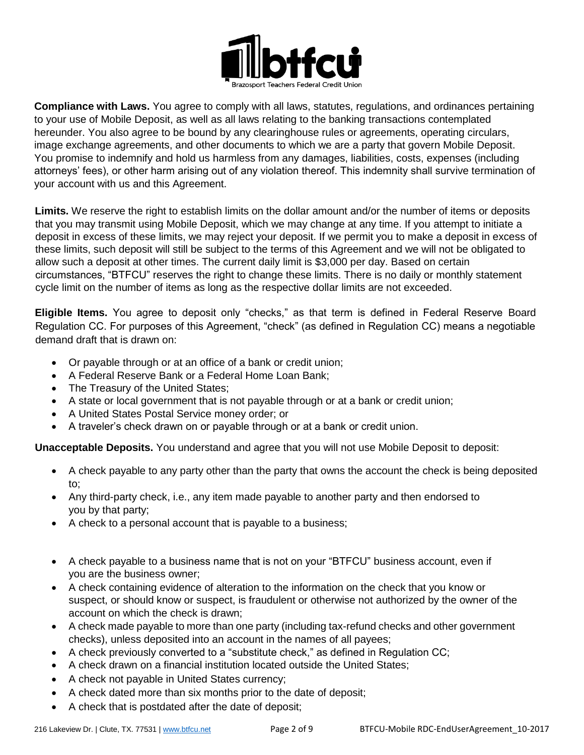**Compliance with Laws.** You agree to comply with all laws, statutes, regulations, and ordinances pertaining to your use of Mobile Deposit, as well as all laws relating to the banking transactions contemplated hereunder. You also agree to be bound by any clearinghouse rules or agreements, operating circulars, image exchange agreements, and other documents to which we are a party that govern Mobile Deposit. You promise to indemnify and hold us harmless from any damages, liabilities, costs, expenses (including attorneys' fees), or other harm arising out of any violation thereof. This indemnity shall survive termination of your account with us and this Agreement.

**Limits.** We reserve the right to establish limits on the dollar amount and/or the number of items or deposits that you may transmit using Mobile Deposit, which we may change at any time. If you attempt to initiate a deposit in excess of these limits, we may reject your deposit. If we permit you to make a deposit in excess of these limits, such deposit will still be subject to the terms of this Agreement and we will not be obligated to allow such a deposit at other times. The current daily limit is $3,000 per day. Based on certain circumstances, "BTFCU" reserves the right to change these limits. There is no daily or monthly statement cycle limit on the number of items as long as the respective dollar limits are not exceeded.

**Eligible Items.** You agree to deposit only "checks," as that term is defined in Federal Reserve Board Regulation CC. For purposes of this Agreement, "check" (as defined in Regulation CC) means a negotiable demand draft that is drawn on:

- Or payable through or at an office of a bank or credit union;
- A Federal Reserve Bank or a Federal Home Loan Bank;
- The Treasury of the United States;
- A state or local government that is not payable through or at a bank or credit union;
- A United States Postal Service money order; or
- A traveler's check drawn on or payable through or at a bank or credit union.

**Unacceptable Deposits.** You understand and agree that you will not use Mobile Deposit to deposit:

- A check payable to any party other than the party that owns the account the check is being deposited to;
- Any third-party check, i.e., any item made payable to another party and then endorsed to you by that party;
- A check to a personal account that is payable to a business;
- A check payable to a business name that is not on your "BTFCU" business account, even if you are the business owner;
- A check containing evidence of alteration to the information on the check that you know or suspect, or should know or suspect, is fraudulent or otherwise not authorized by the owner of the account on which the check is drawn;
- A check made payable to more than one party (including tax-refund checks and other government checks), unless deposited into an account in the names of all payees;
- A check previously converted to a "substitute check," as defined in Regulation CC;
- A check drawn on a financial institution located outside the United States;
- A check not payable in United States currency;
- A check dated more than six months prior to the date of deposit;
- A check that is postdated after the date of deposit;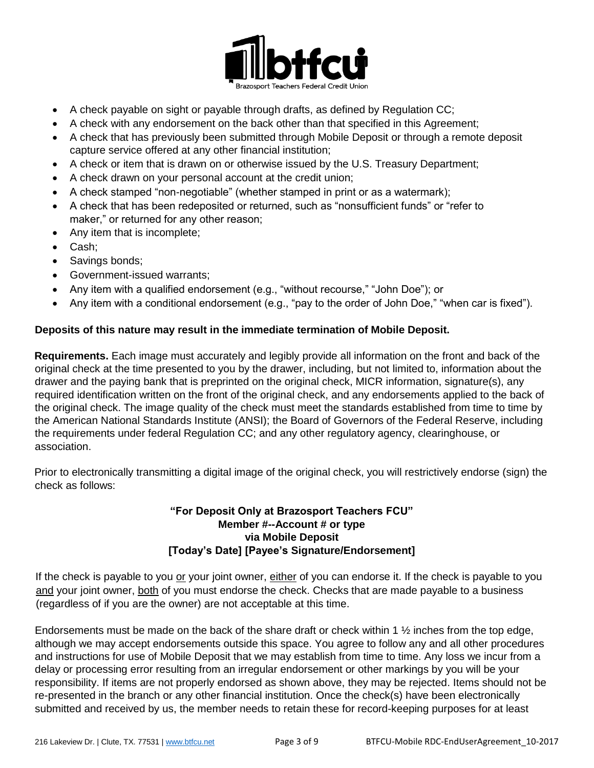- A check payable on sight or payable through drafts, as defined by Regulation CC;
- A check with any endorsement on the back other than that specified in this Agreement;
- A check that has previously been submitted through Mobile Deposit or through a remote deposit capture service offered at any other financial institution;
- A check or item that is drawn on or otherwise issued by the U.S. Treasury Department;
- A check drawn on your personal account at the credit union;
- A check stamped "non-negotiable" (whether stamped in print or as a watermark);
- A check that has been redeposited or returned, such as "nonsufficient funds" or "refer to maker," or returned for any other reason;
- Any item that is incomplete;
- Cash;
- Savings bonds;
- Government-issued warrants;
- Any item with a qualified endorsement (e.g., "without recourse," "John Doe"); or
- Any item with a conditional endorsement (e.g., "pay to the order of John Doe," "when car is fixed").

**Deposits of this nature may result in the immediate termination of Mobile Deposit.**

**Requirements.** Each image must accurately and legibly provide all information on the front and back of the original check at the time presented to you by the drawer, including, but not limited to, information about the drawer and the paying bank that is preprinted on the original check, MICR information, signature(s), any required identification written on the front of the original check, and any endorsements applied to the back of the original check. The image quality of the check must meet the standards established from time to time by the American National Standards Institute (ANSI); the Board of Governors of the Federal Reserve, including the requirements under federal Regulation CC; and any other regulatory agency, clearinghouse, or association.

Prior to electronically transmitting a digital image of the original check, you will restrictively endorse (sign) the check as follows:

**"For Deposit Only at Brazosport Teachers FCU"**
**Member #--Account # or type**
**via Mobile Deposit**
**[Today's Date] [Payee's Signature/Endorsement]**

If the check is payable to you <u>or</u> your joint owner, <u>either</u> of you can endorse it. If the check is payable to you <u>and</u> your joint owner, <u>both</u> of you must endorse the check. Checks that are made payable to a business (regardless of if you are the owner) are not acceptable at this time.

Endorsements must be made on the back of the share draft or check within 1 ½ inches from the top edge, although we may accept endorsements outside this space. You agree to follow any and all other procedures and instructions for use of Mobile Deposit that we may establish from time to time. Any loss we incur from a delay or processing error resulting from an irregular endorsement or other markings by you will be your responsibility. If items are not properly endorsed as shown above, they may be rejected. Items should not be re-presented in the branch or any other financial institution. Once the check(s) have been electronically submitted and received by us, the member needs to retain these for record-keeping purposes for at least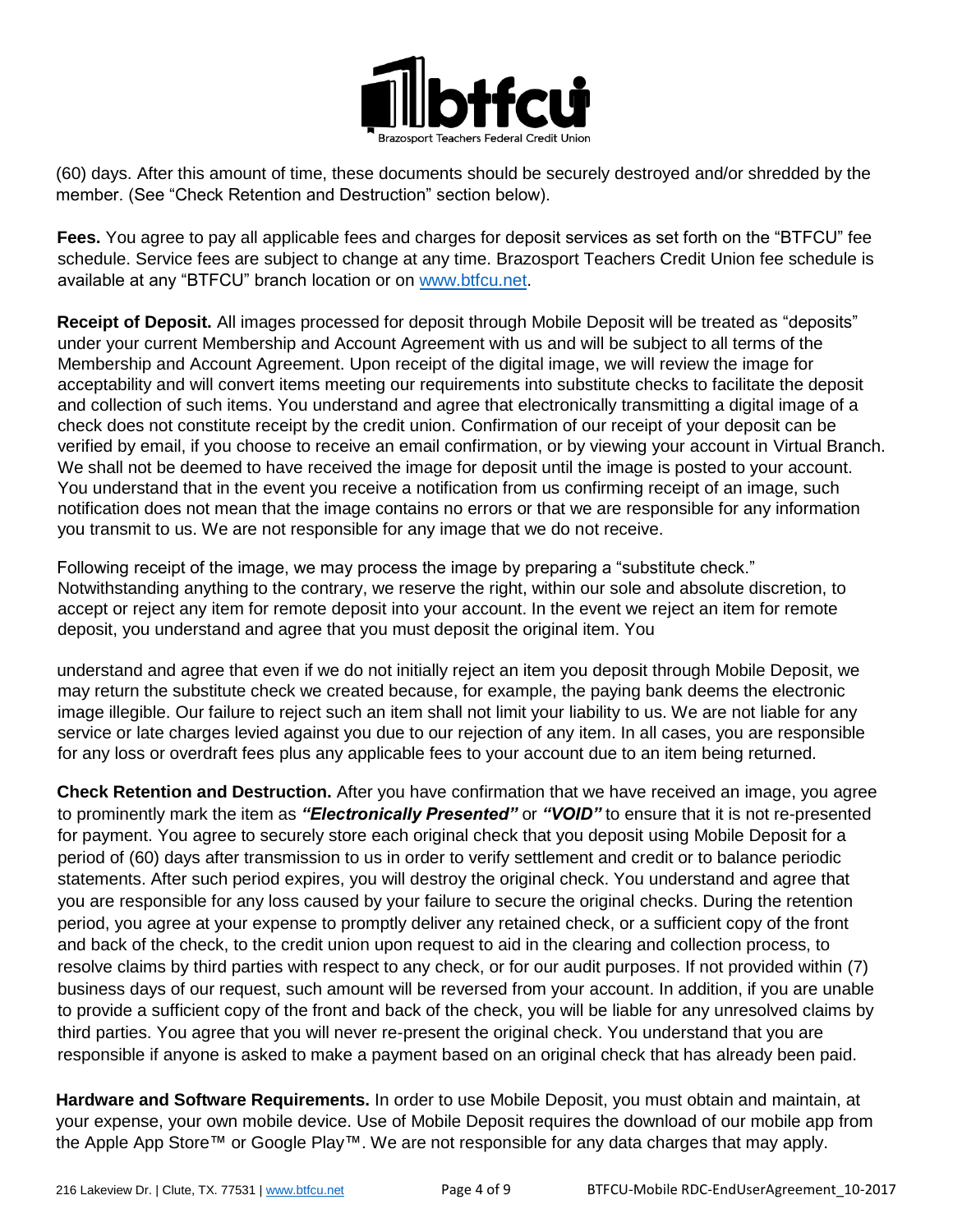(60) days. After this amount of time, these documents should be securely destroyed and/or shredded by the member. (See "Check Retention and Destruction" section below).

**Fees.** You agree to pay all applicable fees and charges for deposit services as set forth on the "BTFCU" fee schedule. Service fees are subject to change at any time. Brazosport Teachers Credit Union fee schedule is available at any "BTFCU" branch location or on www.btfcu.net.

**Receipt of Deposit.** All images processed for deposit through Mobile Deposit will be treated as "deposits" under your current Membership and Account Agreement with us and will be subject to all terms of the Membership and Account Agreement. Upon receipt of the digital image, we will review the image for acceptability and will convert items meeting our requirements into substitute checks to facilitate the deposit and collection of such items. You understand and agree that electronically transmitting a digital image of a check does not constitute receipt by the credit union. Confirmation of our receipt of your deposit can be verified by email, if you choose to receive an email confirmation, or by viewing your account in Virtual Branch. We shall not be deemed to have received the image for deposit until the image is posted to your account. You understand that in the event you receive a notification from us confirming receipt of an image, such notification does not mean that the image contains no errors or that we are responsible for any information you transmit to us. We are not responsible for any image that we do not receive.

Following receipt of the image, we may process the image by preparing a "substitute check." Notwithstanding anything to the contrary, we reserve the right, within our sole and absolute discretion, to accept or reject any item for remote deposit into your account. In the event we reject an item for remote deposit, you understand and agree that you must deposit the original item. You

understand and agree that even if we do not initially reject an item you deposit through Mobile Deposit, we may return the substitute check we created because, for example, the paying bank deems the electronic image illegible. Our failure to reject such an item shall not limit your liability to us. We are not liable for any service or late charges levied against you due to our rejection of any item. In all cases, you are responsible for any loss or overdraft fees plus any applicable fees to your account due to an item being returned.

**Check Retention and Destruction.** After you have confirmation that we have received an image, you agree to prominently mark the item as ***"Electronically Presented"*** or ***"VOID"*** to ensure that it is not re-presented for payment. You agree to securely store each original check that you deposit using Mobile Deposit for a period of (60) days after transmission to us in order to verify settlement and credit or to balance periodic statements. After such period expires, you will destroy the original check. You understand and agree that you are responsible for any loss caused by your failure to secure the original checks. During the retention period, you agree at your expense to promptly deliver any retained check, or a sufficient copy of the front and back of the check, to the credit union upon request to aid in the clearing and collection process, to resolve claims by third parties with respect to any check, or for our audit purposes. If not provided within (7) business days of our request, such amount will be reversed from your account. In addition, if you are unable to provide a sufficient copy of the front and back of the check, you will be liable for any unresolved claims by third parties. You agree that you will never re-present the original check. You understand that you are responsible if anyone is asked to make a payment based on an original check that has already been paid.

**Hardware and Software Requirements.** In order to use Mobile Deposit, you must obtain and maintain, at your expense, your own mobile device. Use of Mobile Deposit requires the download of our mobile app from the Apple App Store™ or Google Play™. We are not responsible for any data charges that may apply.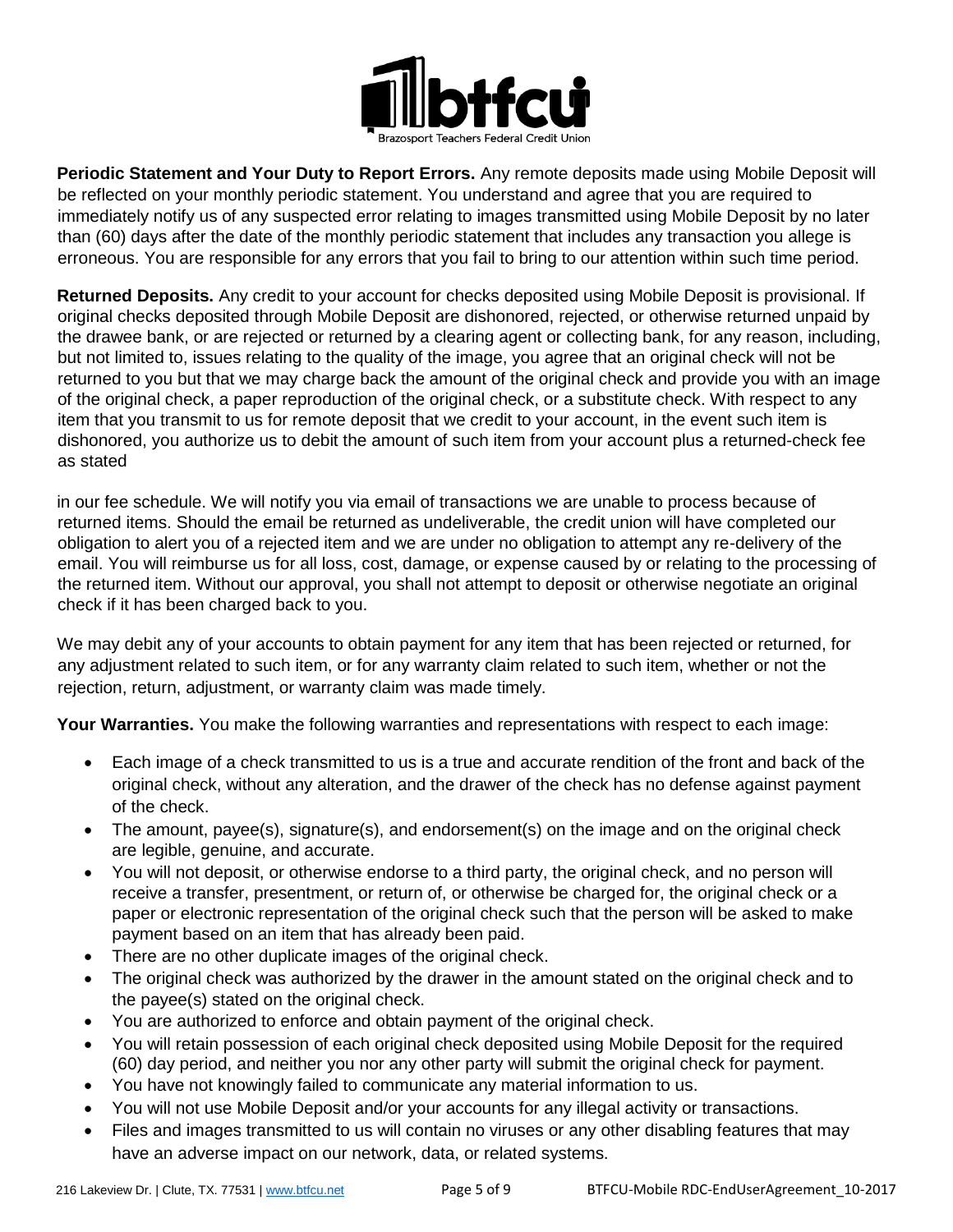**Periodic Statement and Your Duty to Report Errors.** Any remote deposits made using Mobile Deposit will be reflected on your monthly periodic statement. You understand and agree that you are required to immediately notify us of any suspected error relating to images transmitted using Mobile Deposit by no later than (60) days after the date of the monthly periodic statement that includes any transaction you allege is erroneous. You are responsible for any errors that you fail to bring to our attention within such time period.

**Returned Deposits.** Any credit to your account for checks deposited using Mobile Deposit is provisional. If original checks deposited through Mobile Deposit are dishonored, rejected, or otherwise returned unpaid by the drawee bank, or are rejected or returned by a clearing agent or collecting bank, for any reason, including, but not limited to, issues relating to the quality of the image, you agree that an original check will not be returned to you but that we may charge back the amount of the original check and provide you with an image of the original check, a paper reproduction of the original check, or a substitute check. With respect to any item that you transmit to us for remote deposit that we credit to your account, in the event such item is dishonored, you authorize us to debit the amount of such item from your account plus a returned-check fee as stated

in our fee schedule. We will notify you via email of transactions we are unable to process because of returned items. Should the email be returned as undeliverable, the credit union will have completed our obligation to alert you of a rejected item and we are under no obligation to attempt any re-delivery of the email. You will reimburse us for all loss, cost, damage, or expense caused by or relating to the processing of the returned item. Without our approval, you shall not attempt to deposit or otherwise negotiate an original check if it has been charged back to you.

We may debit any of your accounts to obtain payment for any item that has been rejected or returned, for any adjustment related to such item, or for any warranty claim related to such item, whether or not the rejection, return, adjustment, or warranty claim was made timely.

**Your Warranties.** You make the following warranties and representations with respect to each image:

- Each image of a check transmitted to us is a true and accurate rendition of the front and back of the original check, without any alteration, and the drawer of the check has no defense against payment of the check.
- The amount, payee(s), signature(s), and endorsement(s) on the image and on the original check are legible, genuine, and accurate.
- You will not deposit, or otherwise endorse to a third party, the original check, and no person will receive a transfer, presentment, or return of, or otherwise be charged for, the original check or a paper or electronic representation of the original check such that the person will be asked to make payment based on an item that has already been paid.
- There are no other duplicate images of the original check.
- The original check was authorized by the drawer in the amount stated on the original check and to the payee(s) stated on the original check.
- You are authorized to enforce and obtain payment of the original check.
- You will retain possession of each original check deposited using Mobile Deposit for the required (60) day period, and neither you nor any other party will submit the original check for payment.
- You have not knowingly failed to communicate any material information to us.
- You will not use Mobile Deposit and/or your accounts for any illegal activity or transactions.
- Files and images transmitted to us will contain no viruses or any other disabling features that may have an adverse impact on our network, data, or related systems.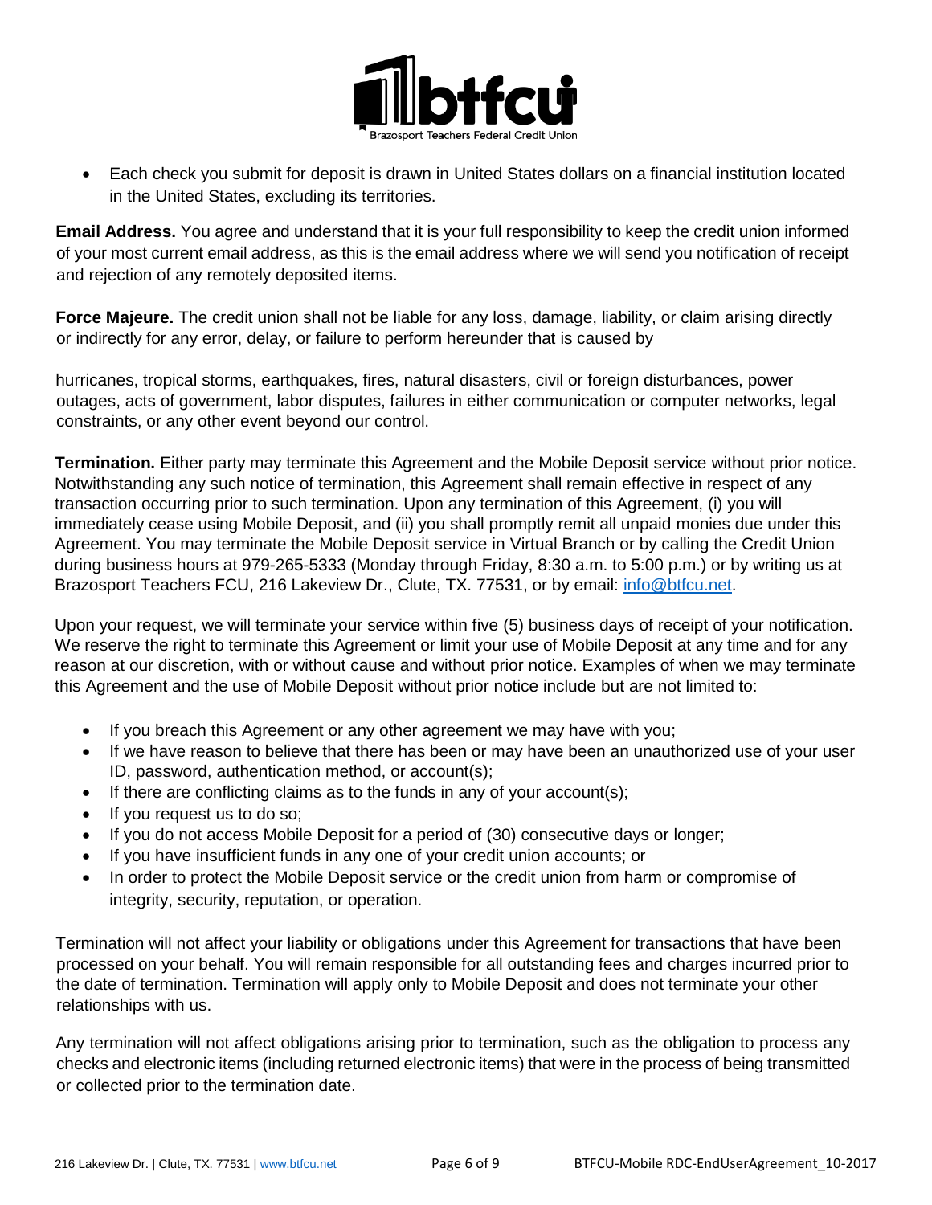- Each check you submit for deposit is drawn in United States dollars on a financial institution located in the United States, excluding its territories.

**Email Address.** You agree and understand that it is your full responsibility to keep the credit union informed of your most current email address, as this is the email address where we will send you notification of receipt and rejection of any remotely deposited items.

**Force Majeure.** The credit union shall not be liable for any loss, damage, liability, or claim arising directly or indirectly for any error, delay, or failure to perform hereunder that is caused by

hurricanes, tropical storms, earthquakes, fires, natural disasters, civil or foreign disturbances, power outages, acts of government, labor disputes, failures in either communication or computer networks, legal constraints, or any other event beyond our control.

**Termination.** Either party may terminate this Agreement and the Mobile Deposit service without prior notice. Notwithstanding any such notice of termination, this Agreement shall remain effective in respect of any transaction occurring prior to such termination. Upon any termination of this Agreement, (i) you will immediately cease using Mobile Deposit, and (ii) you shall promptly remit all unpaid monies due under this Agreement. You may terminate the Mobile Deposit service in Virtual Branch or by calling the Credit Union during business hours at 979-265-5333 (Monday through Friday, 8:30 a.m. to 5:00 p.m.) or by writing us at Brazosport Teachers FCU, 216 Lakeview Dr., Clute, TX. 77531, or by email: info@btfcu.net.

Upon your request, we will terminate your service within five (5) business days of receipt of your notification. We reserve the right to terminate this Agreement or limit your use of Mobile Deposit at any time and for any reason at our discretion, with or without cause and without prior notice. Examples of when we may terminate this Agreement and the use of Mobile Deposit without prior notice include but are not limited to:

- If you breach this Agreement or any other agreement we may have with you;
- If we have reason to believe that there has been or may have been an unauthorized use of your user ID, password, authentication method, or account(s);
- If there are conflicting claims as to the funds in any of your account(s);
- If you request us to do so;
- If you do not access Mobile Deposit for a period of (30) consecutive days or longer;
- If you have insufficient funds in any one of your credit union accounts; or
- In order to protect the Mobile Deposit service or the credit union from harm or compromise of integrity, security, reputation, or operation.

Termination will not affect your liability or obligations under this Agreement for transactions that have been processed on your behalf. You will remain responsible for all outstanding fees and charges incurred prior to the date of termination. Termination will apply only to Mobile Deposit and does not terminate your other relationships with us.

Any termination will not affect obligations arising prior to termination, such as the obligation to process any checks and electronic items (including returned electronic items) that were in the process of being transmitted or collected prior to the termination date.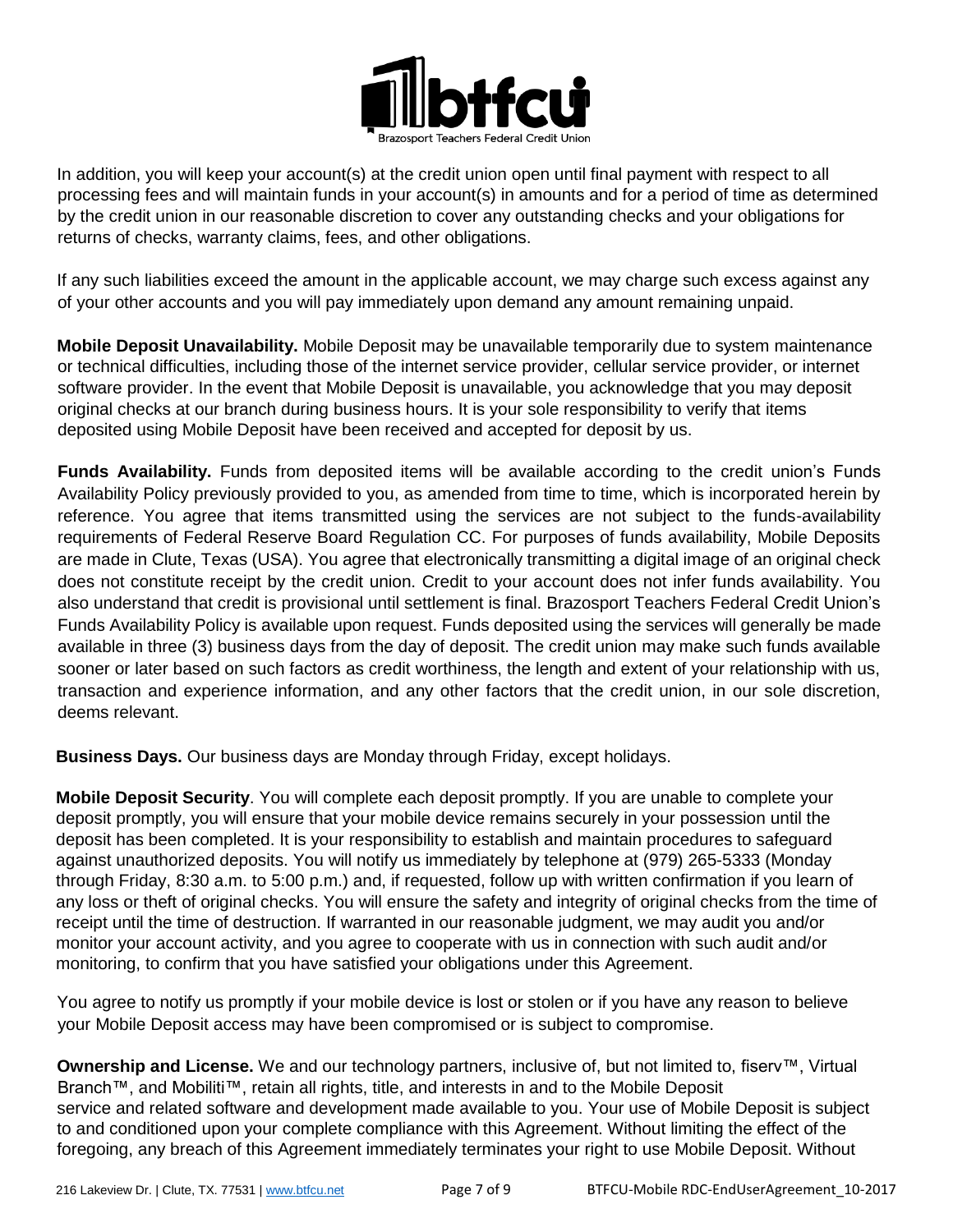In addition, you will keep your account(s) at the credit union open until final payment with respect to all processing fees and will maintain funds in your account(s) in amounts and for a period of time as determined by the credit union in our reasonable discretion to cover any outstanding checks and your obligations for returns of checks, warranty claims, fees, and other obligations.

If any such liabilities exceed the amount in the applicable account, we may charge such excess against any of your other accounts and you will pay immediately upon demand any amount remaining unpaid.

**Mobile Deposit Unavailability.** Mobile Deposit may be unavailable temporarily due to system maintenance or technical difficulties, including those of the internet service provider, cellular service provider, or internet software provider. In the event that Mobile Deposit is unavailable, you acknowledge that you may deposit original checks at our branch during business hours. It is your sole responsibility to verify that items deposited using Mobile Deposit have been received and accepted for deposit by us.

**Funds Availability.** Funds from deposited items will be available according to the credit union's Funds Availability Policy previously provided to you, as amended from time to time, which is incorporated herein by reference. You agree that items transmitted using the services are not subject to the funds-availability requirements of Federal Reserve Board Regulation CC. For purposes of funds availability, Mobile Deposits are made in Clute, Texas (USA). You agree that electronically transmitting a digital image of an original check does not constitute receipt by the credit union. Credit to your account does not infer funds availability. You also understand that credit is provisional until settlement is final. Brazosport Teachers Federal Credit Union's Funds Availability Policy is available upon request. Funds deposited using the services will generally be made available in three (3) business days from the day of deposit. The credit union may make such funds available sooner or later based on such factors as credit worthiness, the length and extent of your relationship with us, transaction and experience information, and any other factors that the credit union, in our sole discretion, deems relevant.

**Business Days.** Our business days are Monday through Friday, except holidays.

**Mobile Deposit Security**. You will complete each deposit promptly. If you are unable to complete your deposit promptly, you will ensure that your mobile device remains securely in your possession until the deposit has been completed. It is your responsibility to establish and maintain procedures to safeguard against unauthorized deposits. You will notify us immediately by telephone at (979) 265-5333 (Monday through Friday, 8:30 a.m. to 5:00 p.m.) and, if requested, follow up with written confirmation if you learn of any loss or theft of original checks. You will ensure the safety and integrity of original checks from the time of receipt until the time of destruction. If warranted in our reasonable judgment, we may audit you and/or monitor your account activity, and you agree to cooperate with us in connection with such audit and/or monitoring, to confirm that you have satisfied your obligations under this Agreement.

You agree to notify us promptly if your mobile device is lost or stolen or if you have any reason to believe your Mobile Deposit access may have been compromised or is subject to compromise.

**Ownership and License.** We and our technology partners, inclusive of, but not limited to, fiserv™, Virtual Branch™, and Mobiliti™, retain all rights, title, and interests in and to the Mobile Deposit service and related software and development made available to you. Your use of Mobile Deposit is subject to and conditioned upon your complete compliance with this Agreement. Without limiting the effect of the foregoing, any breach of this Agreement immediately terminates your right to use Mobile Deposit. Without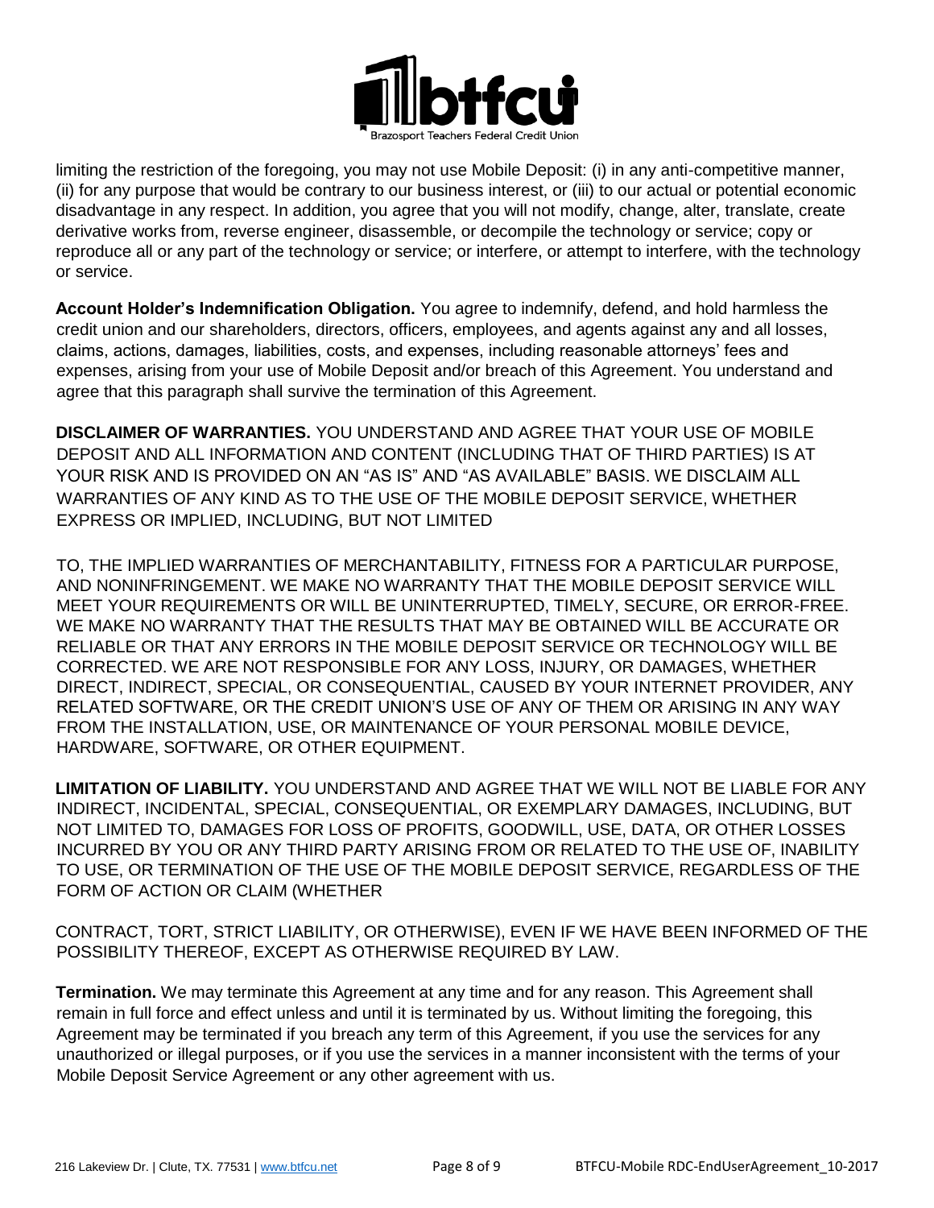limiting the restriction of the foregoing, you may not use Mobile Deposit: (i) in any anti-competitive manner, (ii) for any purpose that would be contrary to our business interest, or (iii) to our actual or potential economic disadvantage in any respect. In addition, you agree that you will not modify, change, alter, translate, create derivative works from, reverse engineer, disassemble, or decompile the technology or service; copy or reproduce all or any part of the technology or service; or interfere, or attempt to interfere, with the technology or service.

**Account Holder's Indemnification Obligation.** You agree to indemnify, defend, and hold harmless the credit union and our shareholders, directors, officers, employees, and agents against any and all losses, claims, actions, damages, liabilities, costs, and expenses, including reasonable attorneys' fees and expenses, arising from your use of Mobile Deposit and/or breach of this Agreement. You understand and agree that this paragraph shall survive the termination of this Agreement.

**DISCLAIMER OF WARRANTIES.** YOU UNDERSTAND AND AGREE THAT YOUR USE OF MOBILE DEPOSIT AND ALL INFORMATION AND CONTENT (INCLUDING THAT OF THIRD PARTIES) IS AT YOUR RISK AND IS PROVIDED ON AN "AS IS" AND "AS AVAILABLE" BASIS. WE DISCLAIM ALL WARRANTIES OF ANY KIND AS TO THE USE OF THE MOBILE DEPOSIT SERVICE, WHETHER EXPRESS OR IMPLIED, INCLUDING, BUT NOT LIMITED TO, THE IMPLIED WARRANTIES OF MERCHANTABILITY, FITNESS FOR A PARTICULAR PURPOSE, AND NONINFRINGEMENT. WE MAKE NO WARRANTY THAT THE MOBILE DEPOSIT SERVICE WILL MEET YOUR REQUIREMENTS OR WILL BE UNINTERRUPTED, TIMELY, SECURE, OR ERROR-FREE. WE MAKE NO WARRANTY THAT THE RESULTS THAT MAY BE OBTAINED WILL BE ACCURATE OR RELIABLE OR THAT ANY ERRORS IN THE MOBILE DEPOSIT SERVICE OR TECHNOLOGY WILL BE CORRECTED. WE ARE NOT RESPONSIBLE FOR ANY LOSS, INJURY, OR DAMAGES, WHETHER DIRECT, INDIRECT, SPECIAL, OR CONSEQUENTIAL, CAUSED BY YOUR INTERNET PROVIDER, ANY RELATED SOFTWARE, OR THE CREDIT UNION'S USE OF ANY OF THEM OR ARISING IN ANY WAY FROM THE INSTALLATION, USE, OR MAINTENANCE OF YOUR PERSONAL MOBILE DEVICE, HARDWARE, SOFTWARE, OR OTHER EQUIPMENT.

**LIMITATION OF LIABILITY.** YOU UNDERSTAND AND AGREE THAT WE WILL NOT BE LIABLE FOR ANY INDIRECT, INCIDENTAL, SPECIAL, CONSEQUENTIAL, OR EXEMPLARY DAMAGES, INCLUDING, BUT NOT LIMITED TO, DAMAGES FOR LOSS OF PROFITS, GOODWILL, USE, DATA, OR OTHER LOSSES INCURRED BY YOU OR ANY THIRD PARTY ARISING FROM OR RELATED TO THE USE OF, INABILITY TO USE, OR TERMINATION OF THE USE OF THE MOBILE DEPOSIT SERVICE, REGARDLESS OF THE FORM OF ACTION OR CLAIM (WHETHER CONTRACT, TORT, STRICT LIABILITY, OR OTHERWISE), EVEN IF WE HAVE BEEN INFORMED OF THE POSSIBILITY THEREOF, EXCEPT AS OTHERWISE REQUIRED BY LAW.

**Termination.** We may terminate this Agreement at any time and for any reason. This Agreement shall remain in full force and effect unless and until it is terminated by us. Without limiting the foregoing, this Agreement may be terminated if you breach any term of this Agreement, if you use the services for any unauthorized or illegal purposes, or if you use the services in a manner inconsistent with the terms of your Mobile Deposit Service Agreement or any other agreement with us.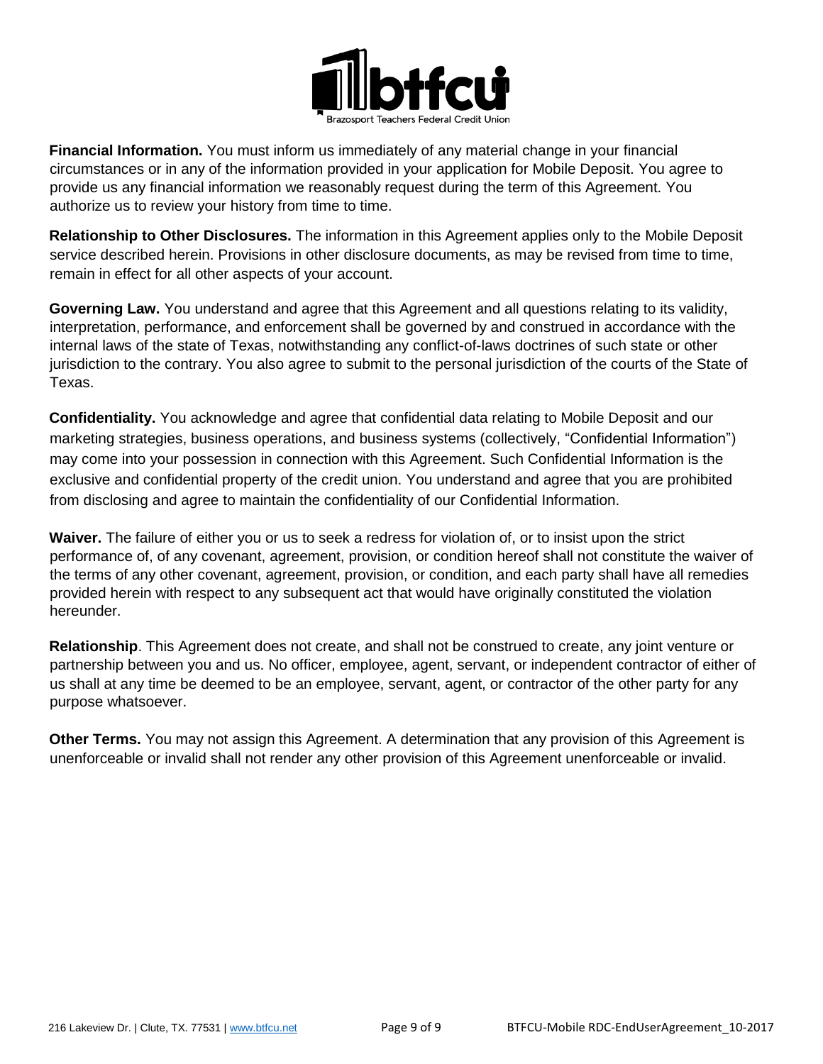**Financial Information.** You must inform us immediately of any material change in your financial circumstances or in any of the information provided in your application for Mobile Deposit. You agree to provide us any financial information we reasonably request during the term of this Agreement. You authorize us to review your history from time to time.

**Relationship to Other Disclosures.** The information in this Agreement applies only to the Mobile Deposit service described herein. Provisions in other disclosure documents, as may be revised from time to time, remain in effect for all other aspects of your account.

**Governing Law.** You understand and agree that this Agreement and all questions relating to its validity, interpretation, performance, and enforcement shall be governed by and construed in accordance with the internal laws of the state of Texas, notwithstanding any conflict-of-laws doctrines of such state or other jurisdiction to the contrary. You also agree to submit to the personal jurisdiction of the courts of the State of Texas.

**Confidentiality.** You acknowledge and agree that confidential data relating to Mobile Deposit and our marketing strategies, business operations, and business systems (collectively, "Confidential Information") may come into your possession in connection with this Agreement. Such Confidential Information is the exclusive and confidential property of the credit union. You understand and agree that you are prohibited from disclosing and agree to maintain the confidentiality of our Confidential Information.

**Waiver.** The failure of either you or us to seek a redress for violation of, or to insist upon the strict performance of, of any covenant, agreement, provision, or condition hereof shall not constitute the waiver of the terms of any other covenant, agreement, provision, or condition, and each party shall have all remedies provided herein with respect to any subsequent act that would have originally constituted the violation hereunder.

**Relationship**. This Agreement does not create, and shall not be construed to create, any joint venture or partnership between you and us. No officer, employee, agent, servant, or independent contractor of either of us shall at any time be deemed to be an employee, servant, agent, or contractor of the other party for any purpose whatsoever.

**Other Terms.** You may not assign this Agreement. A determination that any provision of this Agreement is unenforceable or invalid shall not render any other provision of this Agreement unenforceable or invalid.